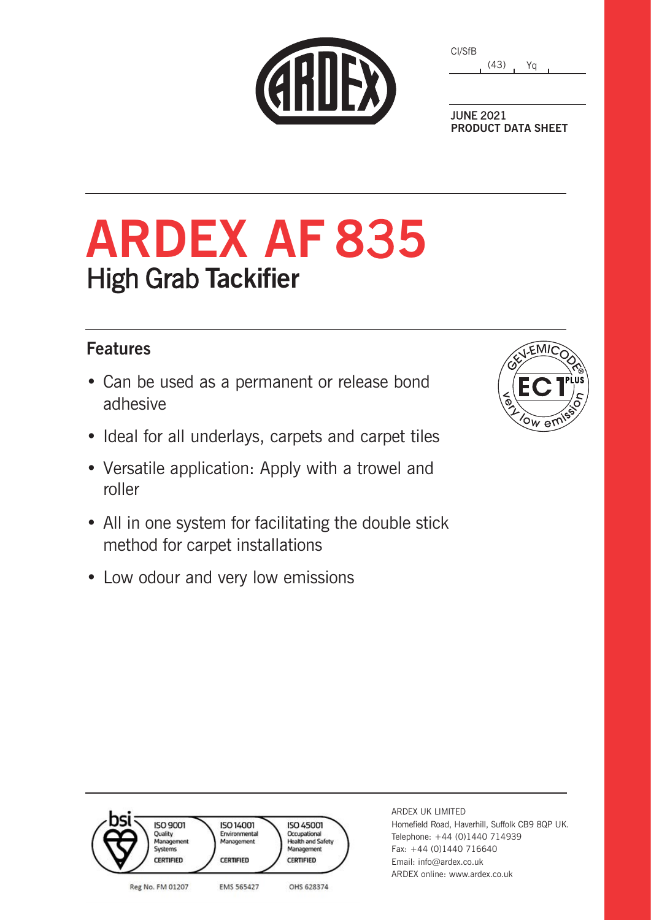CI/SfB

(43) Yq

JUNE 2021
**PRODUCT DATA SHEET**

# ARDEX AF 835

## High Grab Tackifier

### Features

- Can be used as a permanent or release bond adhesive
- Ideal for all underlays, carpets and carpet tiles
- Versatile application: Apply with a trowel and roller
- All in one system for facilitating the double stick method for carpet installations
- Low odour and very low emissions

GEV-EMICODE EC1 PLUS very low emission

bsi ISO 9001 Quality Management Systems CERTIFIED | ISO 14001 Environmental Management CERTIFIED | ISO 45001 Occupational Health and Safety Management CERTIFIED

Reg No. FM 01207 EMS 565427 OHS 628374

ARDEX UK LIMITED
Homefield Road, Haverhill, Suffolk CB9 8QP UK.
Telephone: +44 (0)1440 714939
Fax: +44 (0)1440 716640
Email: info@ardex.co.uk
ARDEX online: www.ardex.co.uk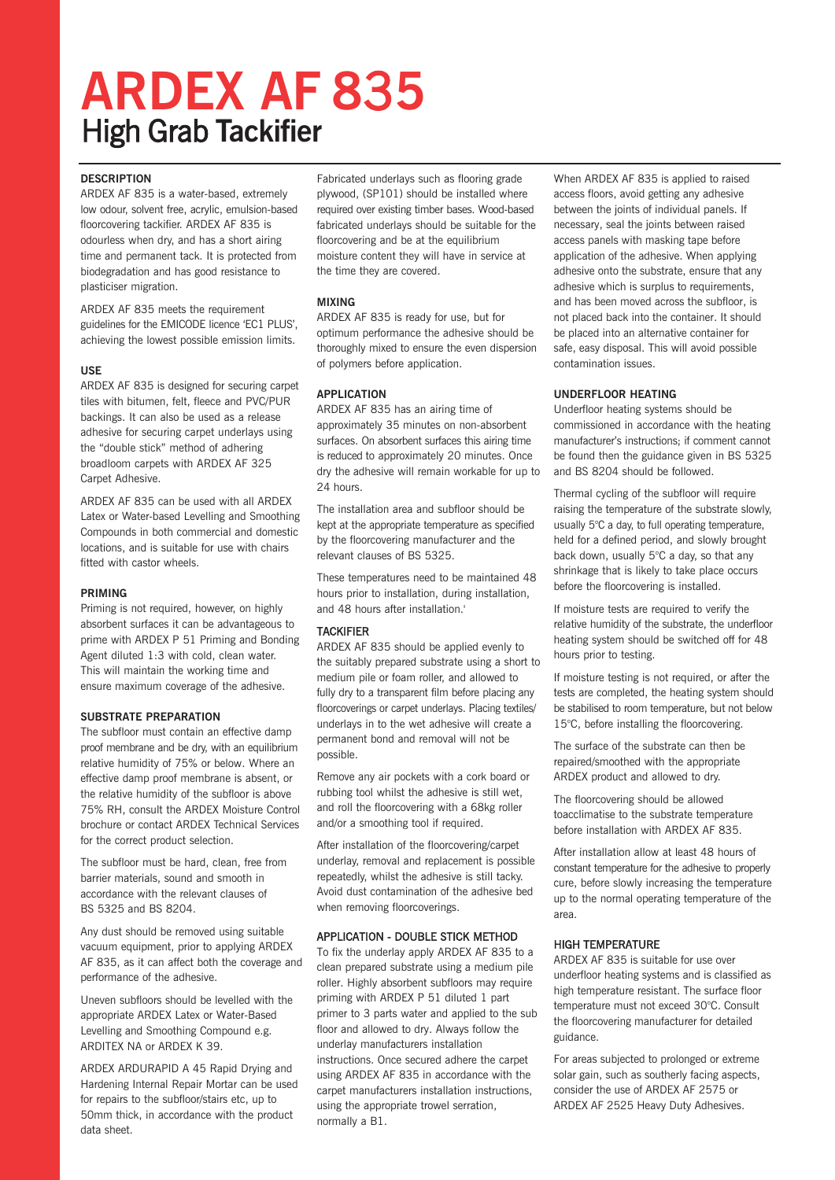# ARDEX AF 835

## High Grab Tackifier

### DESCRIPTION

ARDEX AF 835 is a water-based, extremely low odour, solvent free, acrylic, emulsion-based floorcovering tackifier. ARDEX AF 835 is odourless when dry, and has a short airing time and permanent tack. It is protected from biodegradation and has good resistance to plasticiser migration.

ARDEX AF 835 meets the requirement guidelines for the EMICODE licence 'EC1 PLUS', achieving the lowest possible emission limits.

### USE

ARDEX AF 835 is designed for securing carpet tiles with bitumen, felt, fleece and PVC/PUR backings. It can also be used as a release adhesive for securing carpet underlays using the "double stick" method of adhering broadloom carpets with ARDEX AF 325 Carpet Adhesive.

ARDEX AF 835 can be used with all ARDEX Latex or Water-based Levelling and Smoothing Compounds in both commercial and domestic locations, and is suitable for use with chairs fitted with castor wheels.

### PRIMING

Priming is not required, however, on highly absorbent surfaces it can be advantageous to prime with ARDEX P 51 Priming and Bonding Agent diluted 1:3 with cold, clean water. This will maintain the working time and ensure maximum coverage of the adhesive.

### SUBSTRATE PREPARATION

The subfloor must contain an effective damp proof membrane and be dry, with an equilibrium relative humidity of 75% or below. Where an effective damp proof membrane is absent, or the relative humidity of the subfloor is above 75% RH, consult the ARDEX Moisture Control brochure or contact ARDEX Technical Services for the correct product selection.

The subfloor must be hard, clean, free from barrier materials, sound and smooth in accordance with the relevant clauses of BS 5325 and BS 8204.

Any dust should be removed using suitable vacuum equipment, prior to applying ARDEX AF 835, as it can affect both the coverage and performance of the adhesive.

Uneven subfloors should be levelled with the appropriate ARDEX Latex or Water-Based Levelling and Smoothing Compound e.g. ARDITEX NA or ARDEX K 39.

ARDEX ARDURAPID A 45 Rapid Drying and Hardening Internal Repair Mortar can be used for repairs to the subfloor/stairs etc, up to 50mm thick, in accordance with the product data sheet.

Fabricated underlays such as flooring grade plywood, (SP101) should be installed where required over existing timber bases. Wood-based fabricated underlays should be suitable for the floorcovering and be at the equilibrium moisture content they will have in service at the time they are covered.

### MIXING

ARDEX AF 835 is ready for use, but for optimum performance the adhesive should be thoroughly mixed to ensure the even dispersion of polymers before application.

### APPLICATION

ARDEX AF 835 has an airing time of approximately 35 minutes on non-absorbent surfaces. On absorbent surfaces this airing time is reduced to approximately 20 minutes. Once dry the adhesive will remain workable for up to 24 hours.

The installation area and subfloor should be kept at the appropriate temperature as specified by the floorcovering manufacturer and the relevant clauses of BS 5325.

These temperatures need to be maintained 48 hours prior to installation, during installation, and 48 hours after installation.'

### TACKIFIER

ARDEX AF 835 should be applied evenly to the suitably prepared substrate using a short to medium pile or foam roller, and allowed to fully dry to a transparent film before placing any floorcoverings or carpet underlays. Placing textiles/ underlays in to the wet adhesive will create a permanent bond and removal will not be possible.

Remove any air pockets with a cork board or rubbing tool whilst the adhesive is still wet, and roll the floorcovering with a 68kg roller and/or a smoothing tool if required.

After installation of the floorcovering/carpet underlay, removal and replacement is possible repeatedly, whilst the adhesive is still tacky. Avoid dust contamination of the adhesive bed when removing floorcoverings.

### APPLICATION - DOUBLE STICK METHOD

To fix the underlay apply ARDEX AF 835 to a clean prepared substrate using a medium pile roller. Highly absorbent subfloors may require priming with ARDEX P 51 diluted 1 part primer to 3 parts water and applied to the sub floor and allowed to dry. Always follow the underlay manufacturers installation instructions. Once secured adhere the carpet using ARDEX AF 835 in accordance with the carpet manufacturers installation instructions, using the appropriate trowel serration, normally a B1.

When ARDEX AF 835 is applied to raised access floors, avoid getting any adhesive between the joints of individual panels. If necessary, seal the joints between raised access panels with masking tape before application of the adhesive. When applying adhesive onto the substrate, ensure that any adhesive which is surplus to requirements, and has been moved across the subfloor, is not placed back into the container. It should be placed into an alternative container for safe, easy disposal. This will avoid possible contamination issues.

### UNDERFLOOR HEATING

Underfloor heating systems should be commissioned in accordance with the heating manufacturer's instructions; if comment cannot be found then the guidance given in BS 5325 and BS 8204 should be followed.

Thermal cycling of the subfloor will require raising the temperature of the substrate slowly, usually 5°C a day, to full operating temperature, held for a defined period, and slowly brought back down, usually 5°C a day, so that any shrinkage that is likely to take place occurs before the floorcovering is installed.

If moisture tests are required to verify the relative humidity of the substrate, the underfloor heating system should be switched off for 48 hours prior to testing.

If moisture testing is not required, or after the tests are completed, the heating system should be stabilised to room temperature, but not below 15°C, before installing the floorcovering.

The surface of the substrate can then be repaired/smoothed with the appropriate ARDEX product and allowed to dry.

The floorcovering should be allowed toacclimatise to the substrate temperature before installation with ARDEX AF 835.

After installation allow at least 48 hours of constant temperature for the adhesive to properly cure, before slowly increasing the temperature up to the normal operating temperature of the area.

### HIGH TEMPERATURE

ARDEX AF 835 is suitable for use over underfloor heating systems and is classified as high temperature resistant. The surface floor temperature must not exceed 30°C. Consult the floorcovering manufacturer for detailed guidance.

For areas subjected to prolonged or extreme solar gain, such as southerly facing aspects, consider the use of ARDEX AF 2575 or ARDEX AF 2525 Heavy Duty Adhesives.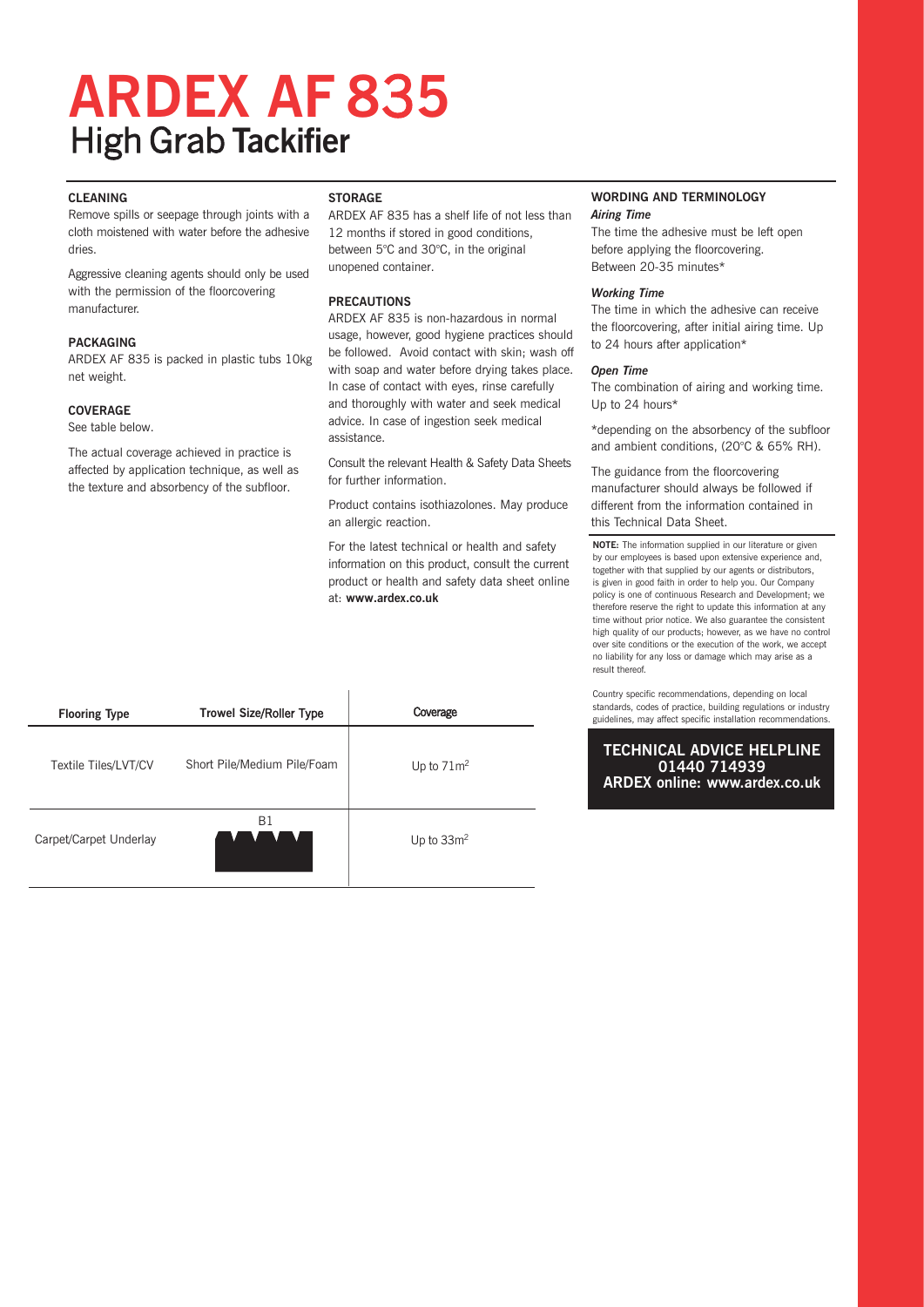# ARDEX AF 835
## High Grab Tackifier

### CLEANING

Remove spills or seepage through joints with a cloth moistened with water before the adhesive dries.

Aggressive cleaning agents should only be used with the permission of the floorcovering manufacturer.

### PACKAGING

ARDEX AF 835 is packed in plastic tubs 10kg net weight.

### COVERAGE

See table below.

The actual coverage achieved in practice is affected by application technique, as well as the texture and absorbency of the subfloor.

### STORAGE

ARDEX AF 835 has a shelf life of not less than 12 months if stored in good conditions, between 5°C and 30°C, in the original unopened container.

### PRECAUTIONS

ARDEX AF 835 is non-hazardous in normal usage, however, good hygiene practices should be followed. Avoid contact with skin; wash off with soap and water before drying takes place. In case of contact with eyes, rinse carefully and thoroughly with water and seek medical advice. In case of ingestion seek medical assistance.

Consult the relevant Health & Safety Data Sheets for further information.

Product contains isothiazolones. May produce an allergic reaction.

For the latest technical or health and safety information on this product, consult the current product or health and safety data sheet online at: **www.ardex.co.uk**

### WORDING AND TERMINOLOGY

***Airing Time***

The time the adhesive must be left open before applying the floorcovering. Between 20-35 minutes*

***Working Time***

The time in which the adhesive can receive the floorcovering, after initial airing time. Up to 24 hours after application*

***Open Time***

The combination of airing and working time. Up to 24 hours*

*depending on the absorbency of the subfloor and ambient conditions, (20°C & 65% RH).

The guidance from the floorcovering manufacturer should always be followed if different from the information contained in this Technical Data Sheet.

**NOTE:** The information supplied in our literature or given by our employees is based upon extensive experience and, together with that supplied by our agents or distributors, is given in good faith in order to help you. Our Company policy is one of continuous Research and Development; we therefore reserve the right to update this information at any time without prior notice. We also guarantee the consistent high quality of our products; however, as we have no control over site conditions or the execution of the work, we accept no liability for any loss or damage which may arise as a result thereof.

Country specific recommendations, depending on local standards, codes of practice, building regulations or industry guidelines, may affect specific installation recommendations.

**TECHNICAL ADVICE HELPLINE**
**01440 714939**
**ARDEX online: www.ardex.co.uk**

| Flooring Type | Trowel Size/Roller Type | Coverage |
|---|---|---|
| Textile Tiles/LVT/CV | Short Pile/Medium Pile/Foam | Up to 71m$^2$ |
| Carpet/Carpet Underlay | B1 | Up to 33m$^2$ |